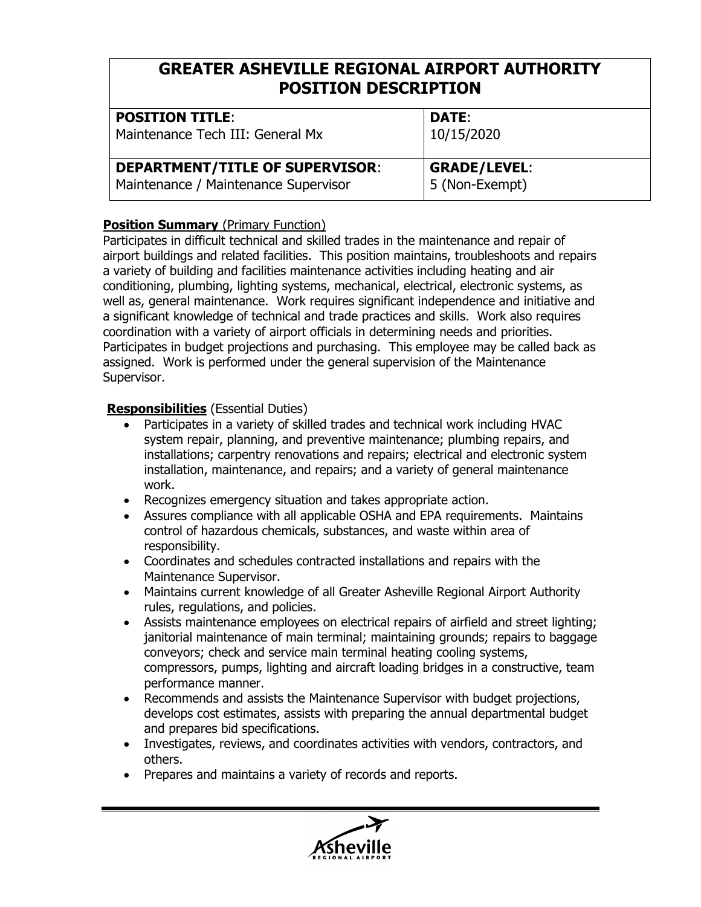# GREATER ASHEVILLE REGIONAL AIRPORT AUTHORITY POSITION DESCRIPTION

| **POSITION TITLE**: Maintenance Tech III: General Mx | **DATE**: 10/15/2020 |
|---|---|
| **DEPARTMENT/TITLE OF SUPERVISOR**: Maintenance / Maintenance Supervisor | **GRADE/LEVEL**: 5 (Non-Exempt) |

**Position Summary** (Primary Function)

Participates in difficult technical and skilled trades in the maintenance and repair of airport buildings and related facilities. This position maintains, troubleshoots and repairs a variety of building and facilities maintenance activities including heating and air conditioning, plumbing, lighting systems, mechanical, electrical, electronic systems, as well as, general maintenance. Work requires significant independence and initiative and a significant knowledge of technical and trade practices and skills. Work also requires coordination with a variety of airport officials in determining needs and priorities. Participates in budget projections and purchasing. This employee may be called back as assigned. Work is performed under the general supervision of the Maintenance Supervisor.

**Responsibilities** (Essential Duties)

- Participates in a variety of skilled trades and technical work including HVAC system repair, planning, and preventive maintenance; plumbing repairs, and installations; carpentry renovations and repairs; electrical and electronic system installation, maintenance, and repairs; and a variety of general maintenance work.
- Recognizes emergency situation and takes appropriate action.
- Assures compliance with all applicable OSHA and EPA requirements. Maintains control of hazardous chemicals, substances, and waste within area of responsibility.
- Coordinates and schedules contracted installations and repairs with the Maintenance Supervisor.
- Maintains current knowledge of all Greater Asheville Regional Airport Authority rules, regulations, and policies.
- Assists maintenance employees on electrical repairs of airfield and street lighting; janitorial maintenance of main terminal; maintaining grounds; repairs to baggage conveyors; check and service main terminal heating cooling systems, compressors, pumps, lighting and aircraft loading bridges in a constructive, team performance manner.
- Recommends and assists the Maintenance Supervisor with budget projections, develops cost estimates, assists with preparing the annual departmental budget and prepares bid specifications.
- Investigates, reviews, and coordinates activities with vendors, contractors, and others.
- Prepares and maintains a variety of records and reports.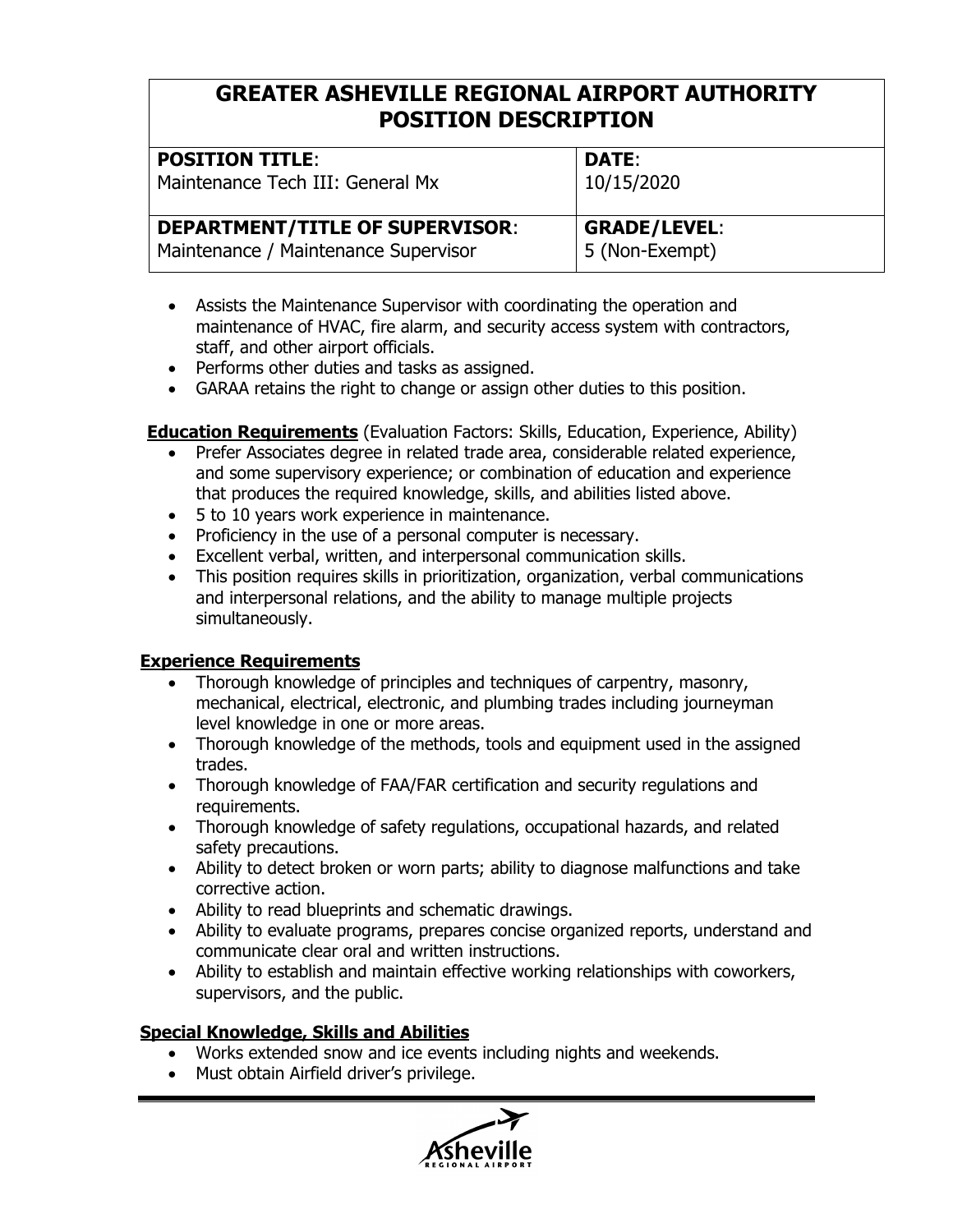# GREATER ASHEVILLE REGIONAL AIRPORT AUTHORITY POSITION DESCRIPTION

| **POSITION TITLE**: Maintenance Tech III: General Mx | **DATE**: 10/15/2020 |
|---|---|
| **DEPARTMENT/TITLE OF SUPERVISOR**: Maintenance / Maintenance Supervisor | **GRADE/LEVEL**: 5 (Non-Exempt) |

- Assists the Maintenance Supervisor with coordinating the operation and maintenance of HVAC, fire alarm, and security access system with contractors, staff, and other airport officials.
- Performs other duties and tasks as assigned.
- GARAA retains the right to change or assign other duties to this position.

**Education Requirements** (Evaluation Factors: Skills, Education, Experience, Ability)

- Prefer Associates degree in related trade area, considerable related experience, and some supervisory experience; or combination of education and experience that produces the required knowledge, skills, and abilities listed above.
- 5 to 10 years work experience in maintenance.
- Proficiency in the use of a personal computer is necessary.
- Excellent verbal, written, and interpersonal communication skills.
- This position requires skills in prioritization, organization, verbal communications and interpersonal relations, and the ability to manage multiple projects simultaneously.

**Experience Requirements**

- Thorough knowledge of principles and techniques of carpentry, masonry, mechanical, electrical, electronic, and plumbing trades including journeyman level knowledge in one or more areas.
- Thorough knowledge of the methods, tools and equipment used in the assigned trades.
- Thorough knowledge of FAA/FAR certification and security regulations and requirements.
- Thorough knowledge of safety regulations, occupational hazards, and related safety precautions.
- Ability to detect broken or worn parts; ability to diagnose malfunctions and take corrective action.
- Ability to read blueprints and schematic drawings.
- Ability to evaluate programs, prepares concise organized reports, understand and communicate clear oral and written instructions.
- Ability to establish and maintain effective working relationships with coworkers, supervisors, and the public.

**Special Knowledge, Skills and Abilities**

- Works extended snow and ice events including nights and weekends.
- Must obtain Airfield driver's privilege.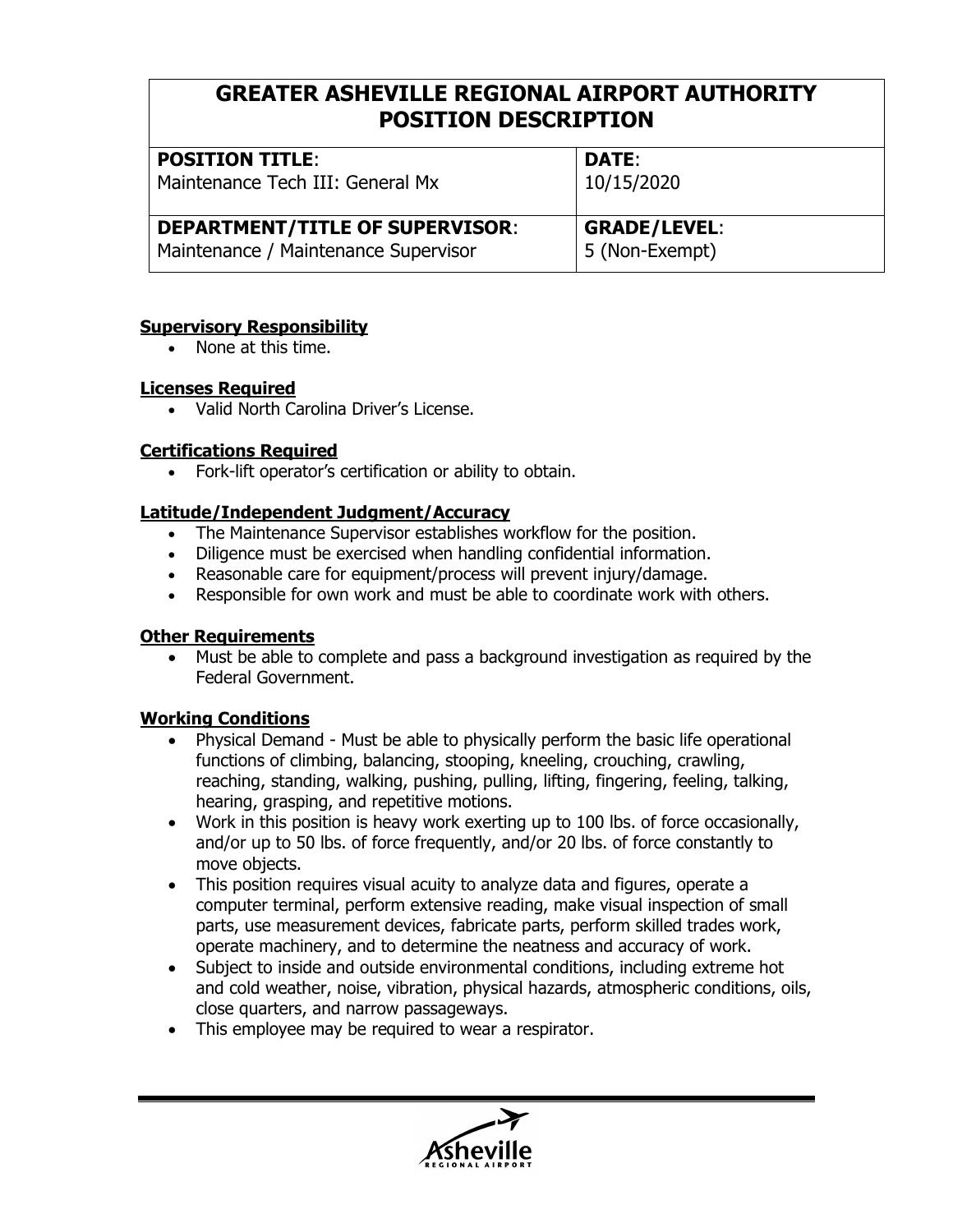# GREATER ASHEVILLE REGIONAL AIRPORT AUTHORITY POSITION DESCRIPTION

| **POSITION TITLE**: Maintenance Tech III: General Mx | **DATE**: 10/15/2020 |
|---|---|
| **DEPARTMENT/TITLE OF SUPERVISOR**: Maintenance / Maintenance Supervisor | **GRADE/LEVEL**: 5 (Non-Exempt) |

**Supervisory Responsibility**

- None at this time.

**Licenses Required**

- Valid North Carolina Driver's License.

**Certifications Required**

- Fork-lift operator's certification or ability to obtain.

**Latitude/Independent Judgment/Accuracy**

- The Maintenance Supervisor establishes workflow for the position.
- Diligence must be exercised when handling confidential information.
- Reasonable care for equipment/process will prevent injury/damage.
- Responsible for own work and must be able to coordinate work with others.

**Other Requirements**

- Must be able to complete and pass a background investigation as required by the Federal Government.

**Working Conditions**

- Physical Demand - Must be able to physically perform the basic life operational functions of climbing, balancing, stooping, kneeling, crouching, crawling, reaching, standing, walking, pushing, pulling, lifting, fingering, feeling, talking, hearing, grasping, and repetitive motions.
- Work in this position is heavy work exerting up to 100 lbs. of force occasionally, and/or up to 50 lbs. of force frequently, and/or 20 lbs. of force constantly to move objects.
- This position requires visual acuity to analyze data and figures, operate a computer terminal, perform extensive reading, make visual inspection of small parts, use measurement devices, fabricate parts, perform skilled trades work, operate machinery, and to determine the neatness and accuracy of work.
- Subject to inside and outside environmental conditions, including extreme hot and cold weather, noise, vibration, physical hazards, atmospheric conditions, oils, close quarters, and narrow passageways.
- This employee may be required to wear a respirator.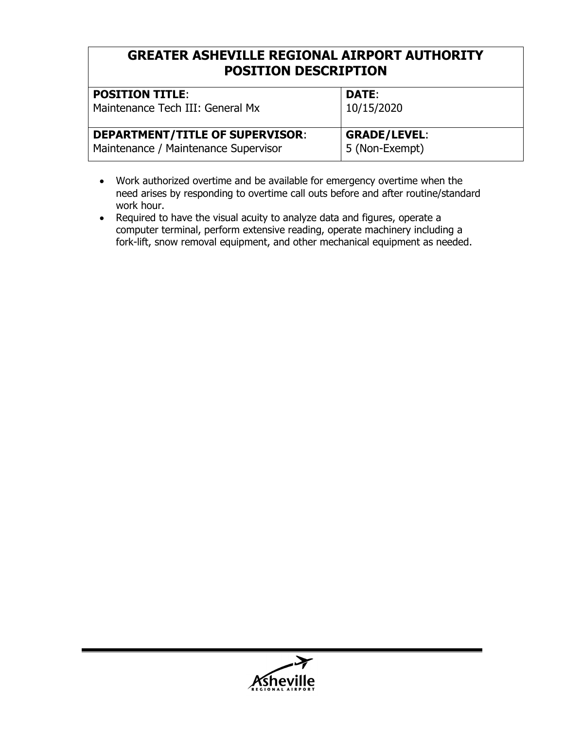# GREATER ASHEVILLE REGIONAL AIRPORT AUTHORITY POSITION DESCRIPTION

| | |
|---|---|
| **POSITION TITLE**:<br>Maintenance Tech III: General Mx | **DATE**:<br>10/15/2020 |
| **DEPARTMENT/TITLE OF SUPERVISOR**:<br>Maintenance / Maintenance Supervisor | **GRADE/LEVEL**:<br>5 (Non-Exempt) |

- Work authorized overtime and be available for emergency overtime when the need arises by responding to overtime call outs before and after routine/standard work hour.
- Required to have the visual acuity to analyze data and figures, operate a computer terminal, perform extensive reading, operate machinery including a fork-lift, snow removal equipment, and other mechanical equipment as needed.